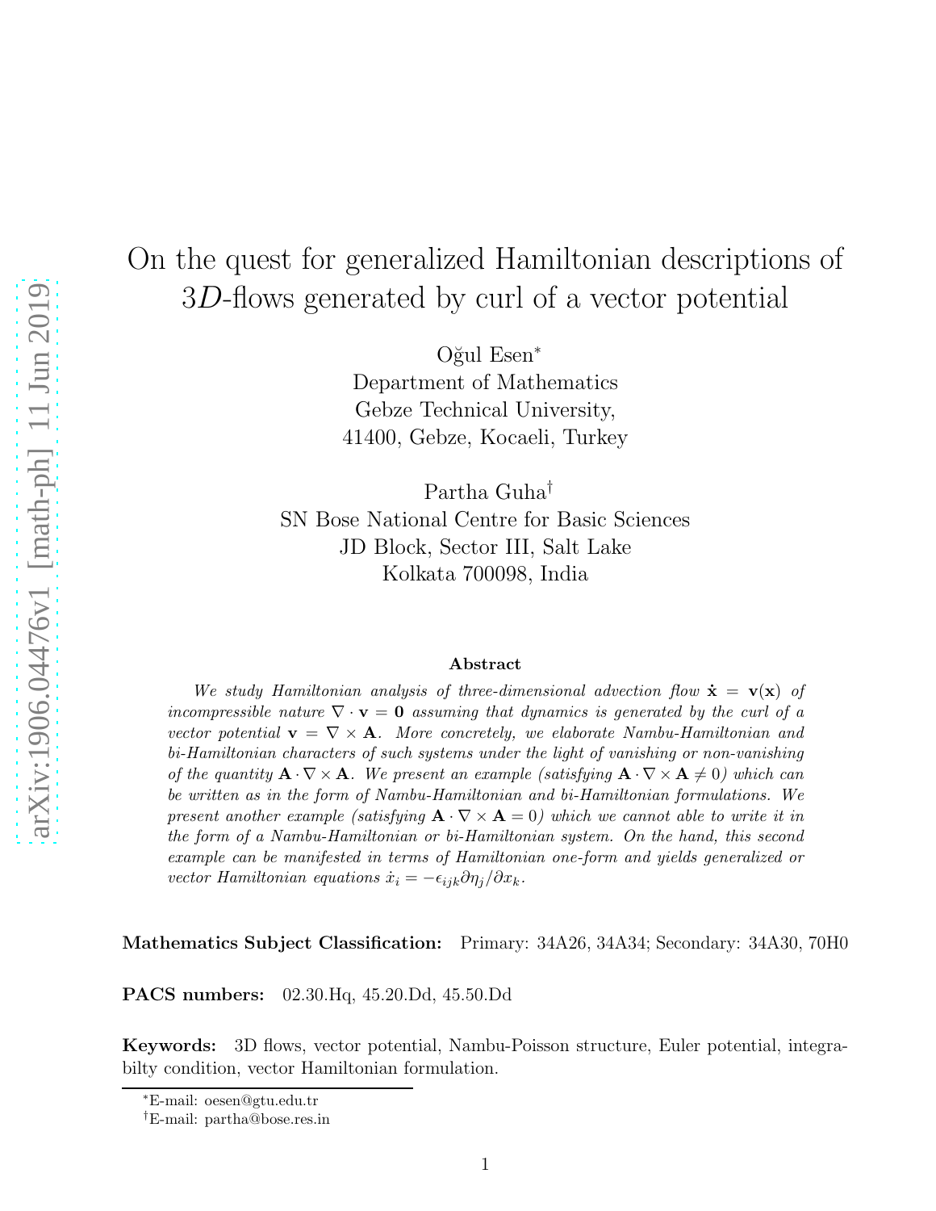# On the quest for generalized Hamiltonian descriptions of $3D$-flows generated by curl of a vector potential

Oğul Esen*
Department of Mathematics
Gebze Technical University,
41400, Gebze, Kocaeli, Turkey

Partha Guha†
SN Bose National Centre for Basic Sciences
JD Block, Sector III, Salt Lake
Kolkata 700098, India

## Abstract

*We study Hamiltonian analysis of three-dimensional advection flow* $\dot{\mathbf{x}} = \mathbf{v}(\mathbf{x})$ *of incompressible nature* $\nabla \cdot \mathbf{v} = \mathbf{0}$ *assuming that dynamics is generated by the curl of a vector potential* $\mathbf{v} = \nabla \times \mathbf{A}$*. More concretely, we elaborate Nambu-Hamiltonian and bi-Hamiltonian characters of such systems under the light of vanishing or non-vanishing of the quantity* $\mathbf{A} \cdot \nabla \times \mathbf{A}$*. We present an example (satisfying* $\mathbf{A} \cdot \nabla \times \mathbf{A} \neq 0$*) which can be written as in the form of Nambu-Hamiltonian and bi-Hamiltonian formulations. We present another example (satisfying* $\mathbf{A} \cdot \nabla \times \mathbf{A} = 0$*) which we cannot able to write it in the form of a Nambu-Hamiltonian or bi-Hamiltonian system. On the hand, this second example can be manifested in terms of Hamiltonian one-form and yields generalized or vector Hamiltonian equations* $\dot{x}_i = -\epsilon_{ijk}\partial\eta_j/\partial x_k$*.*

**Mathematics Subject Classification:** Primary: 34A26, 34A34; Secondary: 34A30, 70H0

**PACS numbers:** 02.30.Hq, 45.20.Dd, 45.50.Dd

**Keywords:** 3D flows, vector potential, Nambu-Poisson structure, Euler potential, integrabilty condition, vector Hamiltonian formulation.

*E-mail: oesen@gtu.edu.tr

†E-mail: partha@bose.res.in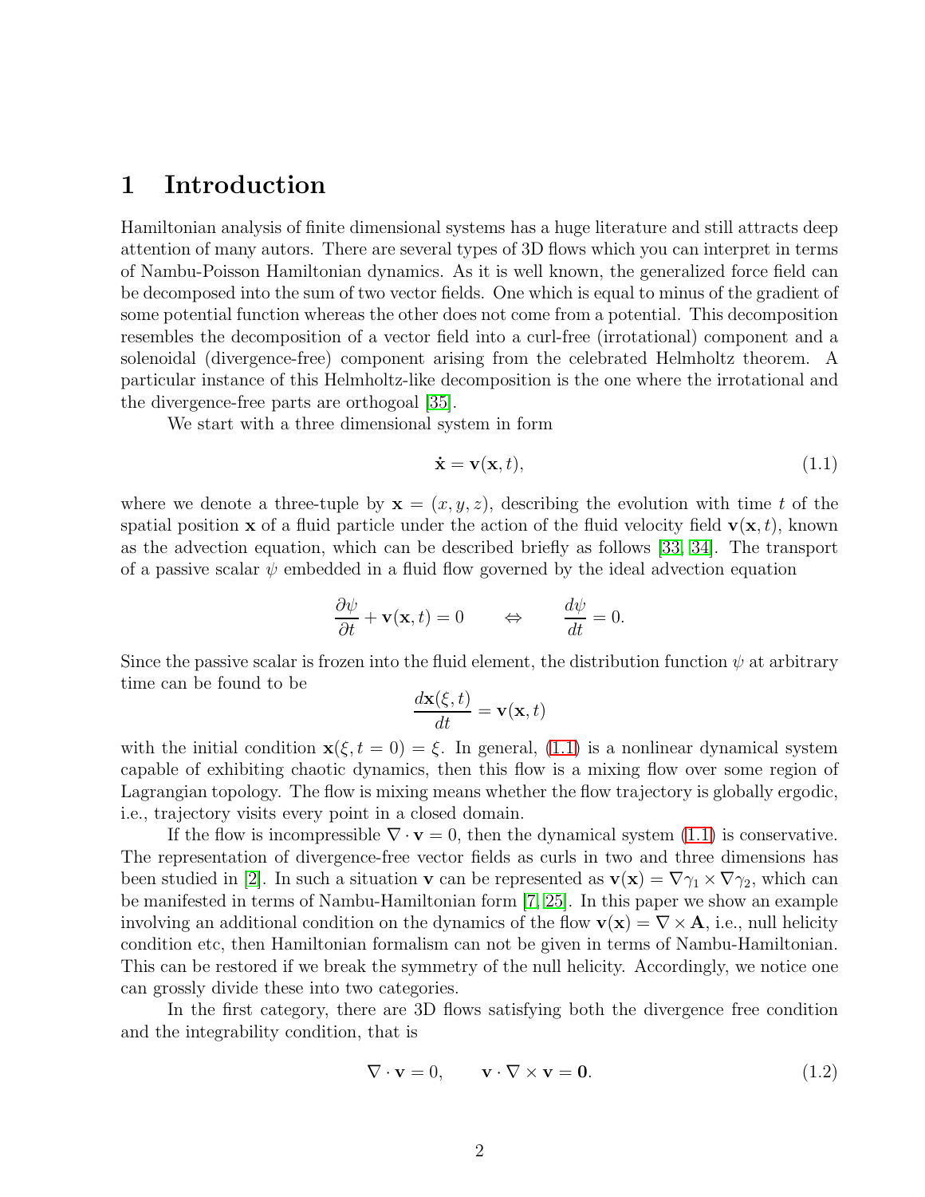# 1 Introduction

Hamiltonian analysis of finite dimensional systems has a huge literature and still attracts deep attention of many autors. There are several types of 3D flows which you can interpret in terms of Nambu-Poisson Hamiltonian dynamics. As it is well known, the generalized force field can be decomposed into the sum of two vector fields. One which is equal to minus of the gradient of some potential function whereas the other does not come from a potential. This decomposition resembles the decomposition of a vector field into a curl-free (irrotational) component and a solenoidal (divergence-free) component arising from the celebrated Helmholtz theorem. A particular instance of this Helmholtz-like decomposition is the one where the irrotational and the divergence-free parts are orthogoal [35].

We start with a three dimensional system in form

$$\dot{\mathbf{x}} = \mathbf{v}(\mathbf{x}, t), \tag{1.1}$$

where we denote a three-tuple by $\mathbf{x} = (x, y, z)$, describing the evolution with time $t$ of the spatial position $\mathbf{x}$ of a fluid particle under the action of the fluid velocity field $\mathbf{v}(\mathbf{x}, t)$, known as the advection equation, which can be described briefly as follows [33, 34]. The transport of a passive scalar $\psi$ embedded in a fluid flow governed by the ideal advection equation

$$\frac{\partial \psi}{\partial t} + \mathbf{v}(\mathbf{x}, t) = 0 \qquad \Leftrightarrow \qquad \frac{d\psi}{dt} = 0.$$

Since the passive scalar is frozen into the fluid element, the distribution function $\psi$ at arbitrary time can be found to be

$$\frac{d\mathbf{x}(\xi, t)}{dt} = \mathbf{v}(\mathbf{x}, t)$$

with the initial condition $\mathbf{x}(\xi, t = 0) = \xi$. In general, (1.1) is a nonlinear dynamical system capable of exhibiting chaotic dynamics, then this flow is a mixing flow over some region of Lagrangian topology. The flow is mixing means whether the flow trajectory is globally ergodic, i.e., trajectory visits every point in a closed domain.

If the flow is incompressible $\nabla \cdot \mathbf{v} = 0$, then the dynamical system (1.1) is conservative. The representation of divergence-free vector fields as curls in two and three dimensions has been studied in [2]. In such a situation $\mathbf{v}$ can be represented as $\mathbf{v}(\mathbf{x}) = \nabla\gamma_1 \times \nabla\gamma_2$, which can be manifested in terms of Nambu-Hamiltonian form [7, 25]. In this paper we show an example involving an additional condition on the dynamics of the flow $\mathbf{v}(\mathbf{x}) = \nabla \times \mathbf{A}$, i.e., null helicity condition etc, then Hamiltonian formalism can not be given in terms of Nambu-Hamiltonian. This can be restored if we break the symmetry of the null helicity. Accordingly, we notice one can grossly divide these into two categories.

In the first category, there are 3D flows satisfying both the divergence free condition and the integrability condition, that is

$$\nabla \cdot \mathbf{v} = 0, \qquad \mathbf{v} \cdot \nabla \times \mathbf{v} = \mathbf{0}. \tag{1.2}$$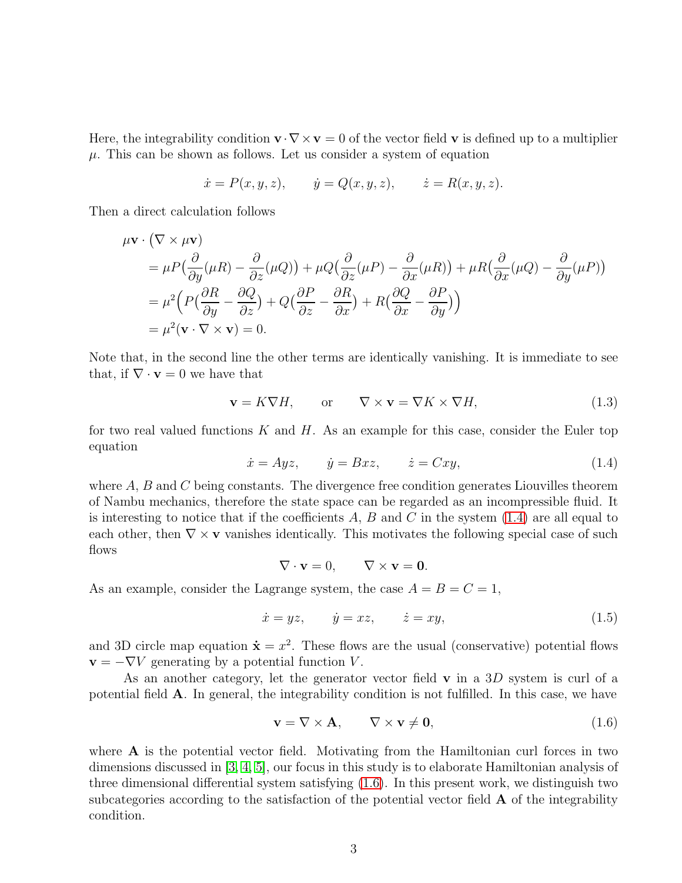Here, the integrability condition $\mathbf{v} \cdot \nabla \times \mathbf{v} = 0$ of the vector field $\mathbf{v}$ is defined up to a multiplier $\mu$. This can be shown as follows. Let us consider a system of equation

$$\dot{x} = P(x, y, z), \qquad \dot{y} = Q(x, y, z), \qquad \dot{z} = R(x, y, z).$$

Then a direct calculation follows

$$\begin{aligned}
&\mu\mathbf{v} \cdot \big(\nabla \times \mu\mathbf{v}\big) \\
&\quad = \mu P\big(\frac{\partial}{\partial y}(\mu R) - \frac{\partial}{\partial z}(\mu Q)\big) + \mu Q\big(\frac{\partial}{\partial z}(\mu P) - \frac{\partial}{\partial x}(\mu R)\big) + \mu R\big(\frac{\partial}{\partial x}(\mu Q) - \frac{\partial}{\partial y}(\mu P)\big) \\
&\quad = \mu^2\Big(P\big(\frac{\partial R}{\partial y} - \frac{\partial Q}{\partial z}\big) + Q\big(\frac{\partial P}{\partial z} - \frac{\partial R}{\partial x}\big) + R\big(\frac{\partial Q}{\partial x} - \frac{\partial P}{\partial y}\big)\Big) \\
&\quad = \mu^2(\mathbf{v} \cdot \nabla \times \mathbf{v}) = 0.
\end{aligned}$$

Note that, in the second line the other terms are identically vanishing. It is immediate to see that, if $\nabla \cdot \mathbf{v} = 0$ we have that

$$\mathbf{v} = K\nabla H, \qquad \text{or} \qquad \nabla \times \mathbf{v} = \nabla K \times \nabla H, \tag{1.3}$$

for two real valued functions $K$ and $H$. As an example for this case, consider the Euler top equation

$$\dot{x} = Ayz, \qquad \dot{y} = Bxz, \qquad \dot{z} = Cxy, \tag{1.4}$$

where $A$, $B$ and $C$ being constants. The divergence free condition generates Liouvilles theorem of Nambu mechanics, therefore the state space can be regarded as an incompressible fluid. It is interesting to notice that if the coefficients $A$, $B$ and $C$ in the system (1.4) are all equal to each other, then $\nabla \times \mathbf{v}$ vanishes identically. This motivates the following special case of such flows

$$\nabla \cdot \mathbf{v} = 0, \qquad \nabla \times \mathbf{v} = \mathbf{0}.$$

As an example, consider the Lagrange system, the case $A = B = C = 1$,

$$\dot{x} = yz, \qquad \dot{y} = xz, \qquad \dot{z} = xy, \tag{1.5}$$

and 3D circle map equation $\dot{\mathbf{x}} = x^2$. These flows are the usual (conservative) potential flows $\mathbf{v} = -\nabla V$ generating by a potential function $V$.

As another category, let the generator vector field $\mathbf{v}$ in a $3D$ system is curl of a potential field $\mathbf{A}$. In general, the integrability condition is not fulfilled. In this case, we have

$$\mathbf{v} = \nabla \times \mathbf{A}, \qquad \nabla \times \mathbf{v} \neq \mathbf{0}, \tag{1.6}$$

where $\mathbf{A}$ is the potential vector field. Motivating from the Hamiltonian curl forces in two dimensions discussed in [3, 4, 5], our focus in this study is to elaborate Hamiltonian analysis of three dimensional differential system satisfying (1.6). In this present work, we distinguish two subcategories according to the satisfaction of the potential vector field $\mathbf{A}$ of the integrability condition.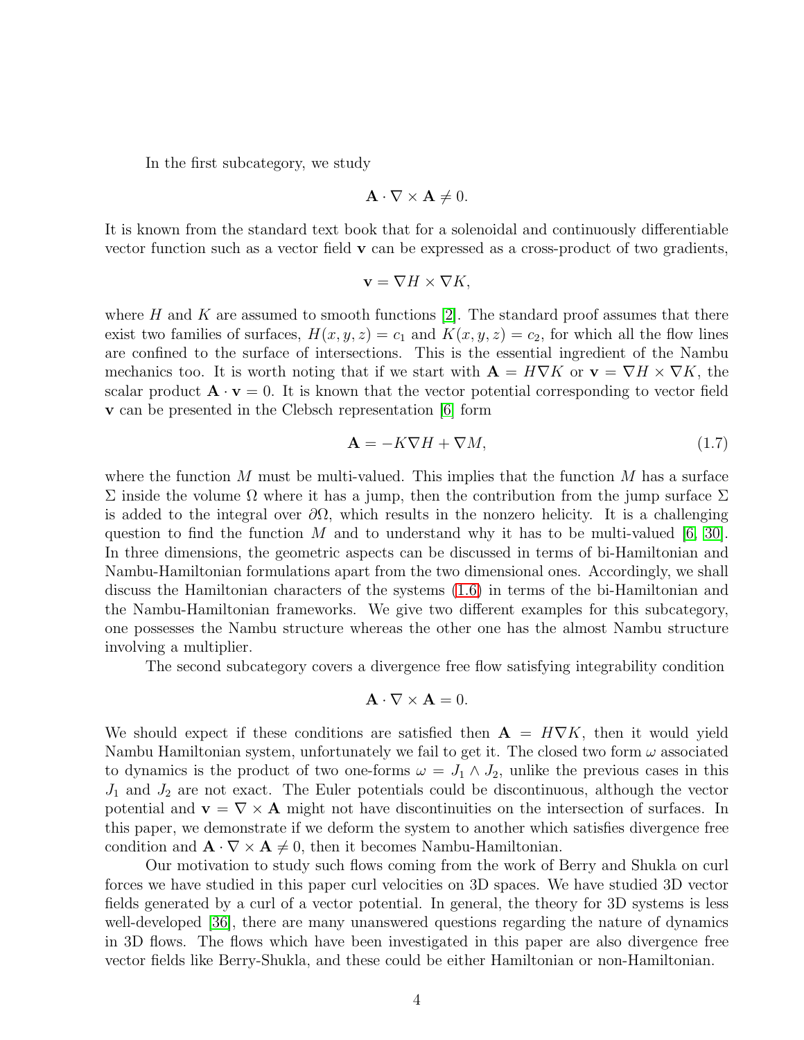In the first subcategory, we study

$$\mathbf{A} \cdot \nabla \times \mathbf{A} \neq 0.$$

It is known from the standard text book that for a solenoidal and continuously differentiable vector function such as a vector field $\mathbf{v}$ can be expressed as a cross-product of two gradients,

$$\mathbf{v} = \nabla H \times \nabla K,$$

where $H$ and $K$ are assumed to smooth functions [2]. The standard proof assumes that there exist two families of surfaces, $H(x, y, z) = c_1$ and $K(x, y, z) = c_2$, for which all the flow lines are confined to the surface of intersections. This is the essential ingredient of the Nambu mechanics too. It is worth noting that if we start with $\mathbf{A} = H\nabla K$ or $\mathbf{v} = \nabla H \times \nabla K$, the scalar product $\mathbf{A} \cdot \mathbf{v} = 0$. It is known that the vector potential corresponding to vector field $\mathbf{v}$ can be presented in the Clebsch representation [6] form

$$\mathbf{A} = -K\nabla H + \nabla M, \tag{1.7}$$

where the function $M$ must be multi-valued. This implies that the function $M$ has a surface $\Sigma$ inside the volume $\Omega$ where it has a jump, then the contribution from the jump surface $\Sigma$ is added to the integral over $\partial\Omega$, which results in the nonzero helicity. It is a challenging question to find the function $M$ and to understand why it has to be multi-valued [6, 30]. In three dimensions, the geometric aspects can be discussed in terms of bi-Hamiltonian and Nambu-Hamiltonian formulations apart from the two dimensional ones. Accordingly, we shall discuss the Hamiltonian characters of the systems (1.6) in terms of the bi-Hamiltonian and the Nambu-Hamiltonian frameworks. We give two different examples for this subcategory, one possesses the Nambu structure whereas the other one has the almost Nambu structure involving a multiplier.

The second subcategory covers a divergence free flow satisfying integrability condition

$$\mathbf{A} \cdot \nabla \times \mathbf{A} = 0.$$

We should expect if these conditions are satisfied then $\mathbf{A} = H\nabla K$, then it would yield Nambu Hamiltonian system, unfortunately we fail to get it. The closed two form $\omega$ associated to dynamics is the product of two one-forms $\omega = J_1 \wedge J_2$, unlike the previous cases in this $J_1$ and $J_2$ are not exact. The Euler potentials could be discontinuous, although the vector potential and $\mathbf{v} = \nabla \times \mathbf{A}$ might not have discontinuities on the intersection of surfaces. In this paper, we demonstrate if we deform the system to another which satisfies divergence free condition and $\mathbf{A} \cdot \nabla \times \mathbf{A} \neq 0$, then it becomes Nambu-Hamiltonian.

Our motivation to study such flows coming from the work of Berry and Shukla on curl forces we have studied in this paper curl velocities on 3D spaces. We have studied 3D vector fields generated by a curl of a vector potential. In general, the theory for 3D systems is less well-developed [36], there are many unanswered questions regarding the nature of dynamics in 3D flows. The flows which have been investigated in this paper are also divergence free vector fields like Berry-Shukla, and these could be either Hamiltonian or non-Hamiltonian.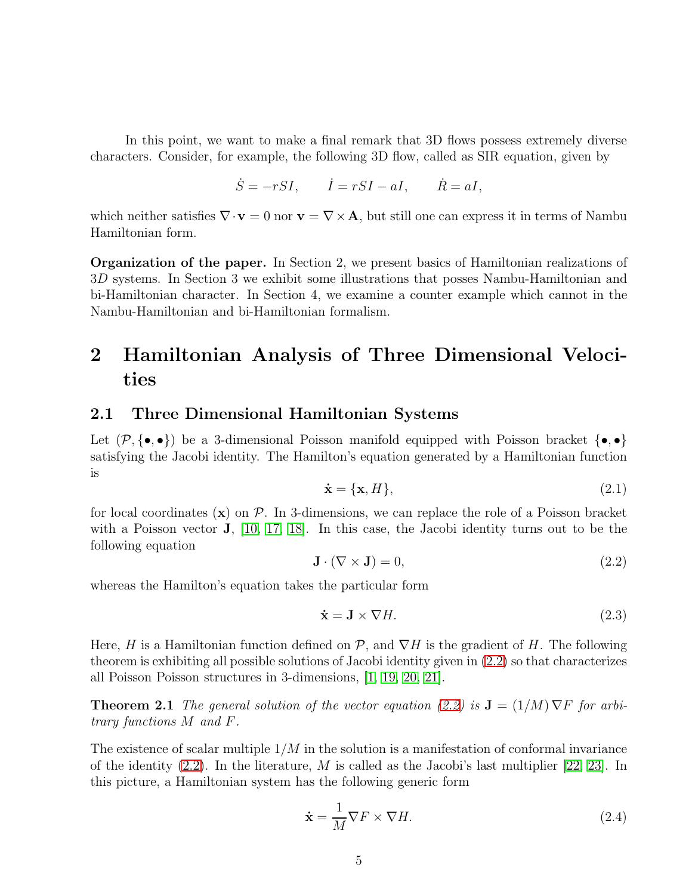In this point, we want to make a final remark that 3D flows possess extremely diverse characters. Consider, for example, the following 3D flow, called as SIR equation, given by

$$\dot{S} = -rSI, \qquad \dot{I} = rSI - aI, \qquad \dot{R} = aI,$$

which neither satisfies $\nabla \cdot \mathbf{v} = 0$ nor $\mathbf{v} = \nabla \times \mathbf{A}$, but still one can express it in terms of Nambu Hamiltonian form.

**Organization of the paper.** In Section 2, we present basics of Hamiltonian realizations of $3D$ systems. In Section 3 we exhibit some illustrations that posses Nambu-Hamiltonian and bi-Hamiltonian character. In Section 4, we examine a counter example which cannot in the Nambu-Hamiltonian and bi-Hamiltonian formalism.

# 2 Hamiltonian Analysis of Three Dimensional Velocities

## 2.1 Three Dimensional Hamiltonian Systems

Let $(\mathcal{P}, \{\bullet, \bullet\})$ be a 3-dimensional Poisson manifold equipped with Poisson bracket $\{\bullet, \bullet\}$ satisfying the Jacobi identity. The Hamilton's equation generated by a Hamiltonian function is

$$\dot{\mathbf{x}} = \{\mathbf{x}, H\}, \tag{2.1}$$

for local coordinates $(\mathbf{x})$ on $\mathcal{P}$. In 3-dimensions, we can replace the role of a Poisson bracket with a Poisson vector $\mathbf{J}$, [10, 17, 18]. In this case, the Jacobi identity turns out to be the following equation

$$\mathbf{J} \cdot (\nabla \times \mathbf{J}) = 0, \tag{2.2}$$

whereas the Hamilton's equation takes the particular form

$$\dot{\mathbf{x}} = \mathbf{J} \times \nabla H. \tag{2.3}$$

Here, $H$ is a Hamiltonian function defined on $\mathcal{P}$, and $\nabla H$ is the gradient of $H$. The following theorem is exhibiting all possible solutions of Jacobi identity given in (2.2) so that characterizes all Poisson Poisson structures in 3-dimensions, [1, 19, 20, 21].

**Theorem 2.1** *The general solution of the vector equation (2.2) is $\mathbf{J} = (1/M)\nabla F$ for arbitrary functions $M$ and $F$.*

The existence of scalar multiple $1/M$ in the solution is a manifestation of conformal invariance of the identity (2.2). In the literature, $M$ is called as the Jacobi's last multiplier [22, 23]. In this picture, a Hamiltonian system has the following generic form

$$\dot{\mathbf{x}} = \frac{1}{M}\nabla F \times \nabla H. \tag{2.4}$$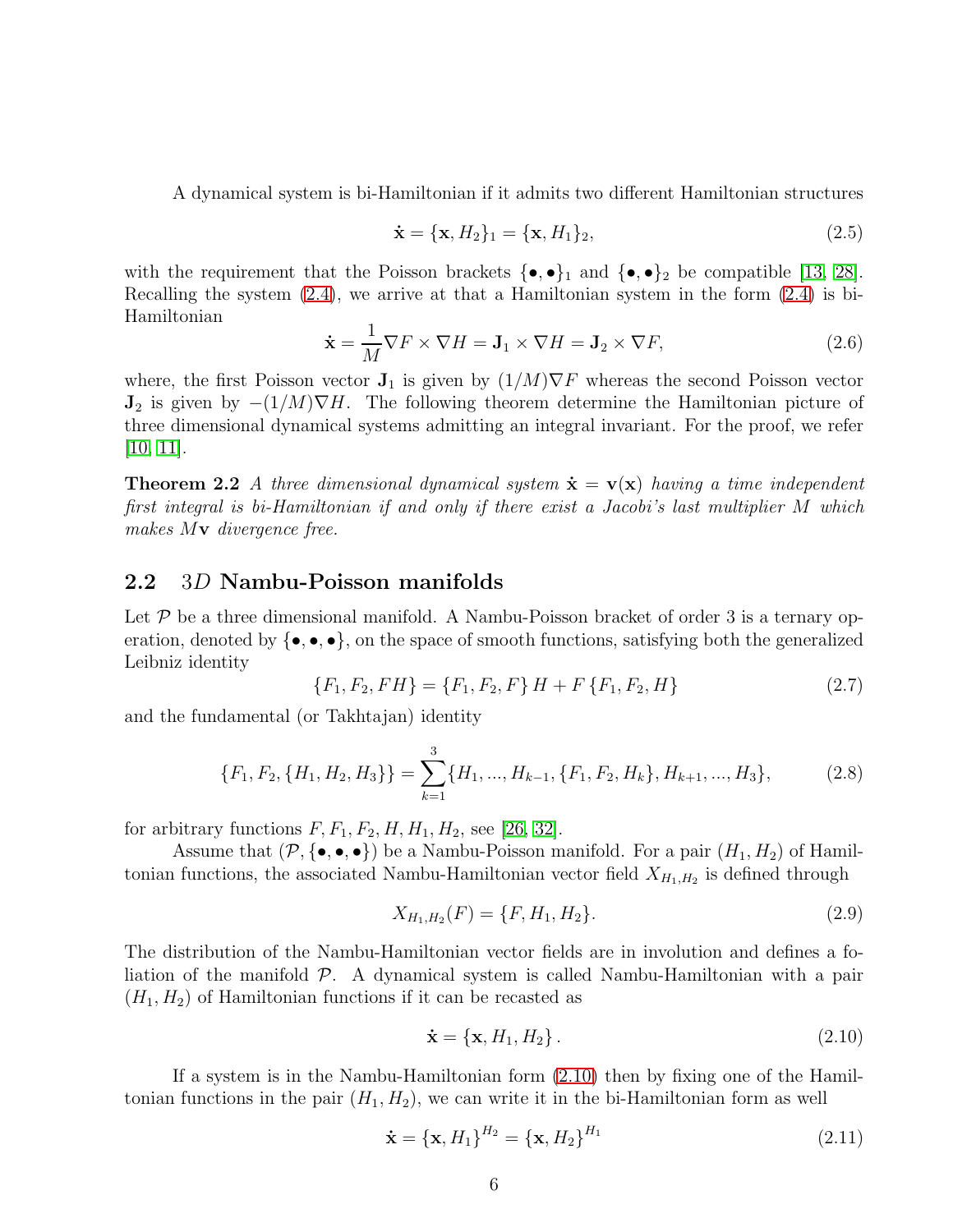A dynamical system is bi-Hamiltonian if it admits two different Hamiltonian structures

$$\dot{\mathbf{x}} = \{\mathbf{x}, H_2\}_1 = \{\mathbf{x}, H_1\}_2, \tag{2.5}$$

with the requirement that the Poisson brackets $\{\bullet, \bullet\}_1$ and $\{\bullet, \bullet\}_2$ be compatible [13, 28]. Recalling the system (2.4), we arrive at that a Hamiltonian system in the form (2.4) is bi-Hamiltonian

$$\dot{\mathbf{x}} = \frac{1}{M}\nabla F \times \nabla H = \mathbf{J}_1 \times \nabla H = \mathbf{J}_2 \times \nabla F, \tag{2.6}$$

where, the first Poisson vector $\mathbf{J}_1$ is given by $(1/M)\nabla F$ whereas the second Poisson vector $\mathbf{J}_2$ is given by $-(1/M)\nabla H$. The following theorem determine the Hamiltonian picture of three dimensional dynamical systems admitting an integral invariant. For the proof, we refer [10, 11].

**Theorem 2.2** *A three dimensional dynamical system $\dot{\mathbf{x}} = \mathbf{v}(\mathbf{x})$ having a time independent first integral is bi-Hamiltonian if and only if there exist a Jacobi's last multiplier $M$ which makes $M\mathbf{v}$ divergence free.*

## 2.2 $3D$ Nambu-Poisson manifolds

Let $\mathcal{P}$ be a three dimensional manifold. A Nambu-Poisson bracket of order 3 is a ternary operation, denoted by $\{\bullet, \bullet, \bullet\}$, on the space of smooth functions, satisfying both the generalized Leibniz identity

$$\{F_1, F_2, FH\} = \{F_1, F_2, F\} H + F \{F_1, F_2, H\} \tag{2.7}$$

and the fundamental (or Takhtajan) identity

$$\{F_1, F_2, \{H_1, H_2, H_3\}\} = \sum_{k=1}^{3} \{H_1, ..., H_{k-1}, \{F_1, F_2, H_k\}, H_{k+1}, ..., H_3\}, \tag{2.8}$$

for arbitrary functions $F, F_1, F_2, H, H_1, H_2$, see [26, 32].

Assume that $(\mathcal{P}, \{\bullet, \bullet, \bullet\})$ be a Nambu-Poisson manifold. For a pair $(H_1, H_2)$ of Hamiltonian functions, the associated Nambu-Hamiltonian vector field $X_{H_1,H_2}$ is defined through

$$X_{H_1,H_2}(F) = \{F, H_1, H_2\}. \tag{2.9}$$

The distribution of the Nambu-Hamiltonian vector fields are in involution and defines a foliation of the manifold $\mathcal{P}$. A dynamical system is called Nambu-Hamiltonian with a pair $(H_1, H_2)$ of Hamiltonian functions if it can be recasted as

$$\dot{\mathbf{x}} = \{\mathbf{x}, H_1, H_2\}. \tag{2.10}$$

If a system is in the Nambu-Hamiltonian form (2.10) then by fixing one of the Hamiltonian functions in the pair $(H_1, H_2)$, we can write it in the bi-Hamiltonian form as well

$$\dot{\mathbf{x}} = \{\mathbf{x}, H_1\}^{H_2} = \{\mathbf{x}, H_2\}^{H_1} \tag{2.11}$$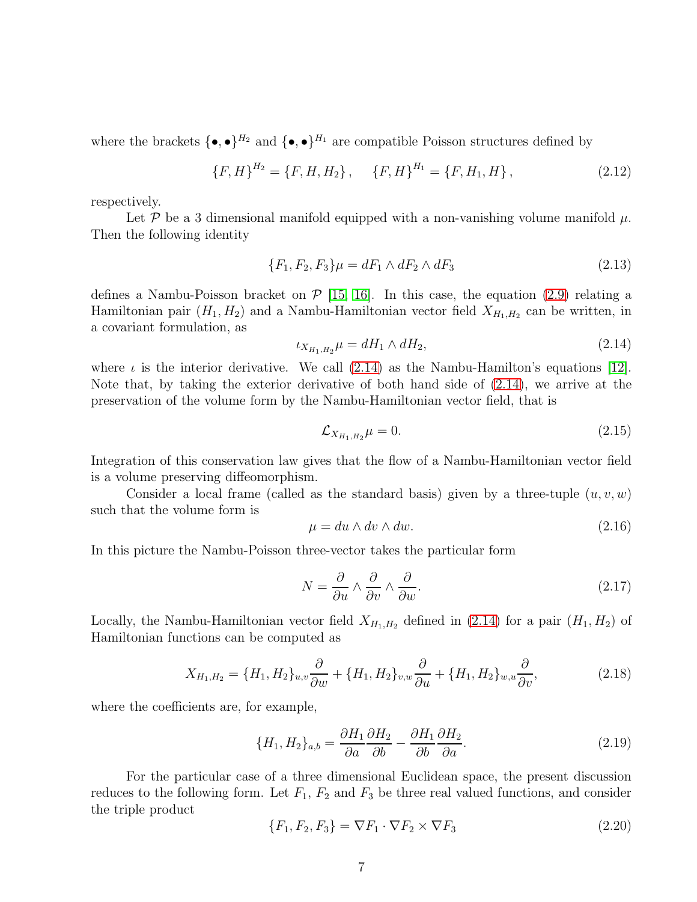where the brackets $\{\bullet,\bullet\}^{H_2}$ and $\{\bullet,\bullet\}^{H_1}$ are compatible Poisson structures defined by

$$\{F,H\}^{H_2} = \{F,H,H_2\}, \quad \{F,H\}^{H_1} = \{F,H_1,H\}, \tag{2.12}$$

respectively.

Let $\mathcal{P}$ be a 3 dimensional manifold equipped with a non-vanishing volume manifold $\mu$. Then the following identity

$$\{F_1,F_2,F_3\}\mu = dF_1 \wedge dF_2 \wedge dF_3 \tag{2.13}$$

defines a Nambu-Poisson bracket on $\mathcal{P}$ [15, 16]. In this case, the equation (2.9) relating a Hamiltonian pair $(H_1,H_2)$ and a Nambu-Hamiltonian vector field $X_{H_1,H_2}$ can be written, in a covariant formulation, as

$$\iota_{X_{H_1,H_2}}\mu = dH_1 \wedge dH_2, \tag{2.14}$$

where $\iota$ is the interior derivative. We call (2.14) as the Nambu-Hamilton's equations [12]. Note that, by taking the exterior derivative of both hand side of (2.14), we arrive at the preservation of the volume form by the Nambu-Hamiltonian vector field, that is

$$\mathcal{L}_{X_{H_1,H_2}}\mu = 0. \tag{2.15}$$

Integration of this conservation law gives that the flow of a Nambu-Hamiltonian vector field is a volume preserving diffeomorphism.

Consider a local frame (called as the standard basis) given by a three-tuple $(u,v,w)$ such that the volume form is

$$\mu = du \wedge dv \wedge dw. \tag{2.16}$$

In this picture the Nambu-Poisson three-vector takes the particular form

$$N = \frac{\partial}{\partial u} \wedge \frac{\partial}{\partial v} \wedge \frac{\partial}{\partial w}. \tag{2.17}$$

Locally, the Nambu-Hamiltonian vector field $X_{H_1,H_2}$ defined in (2.14) for a pair $(H_1,H_2)$ of Hamiltonian functions can be computed as

$$X_{H_1,H_2} = \{H_1,H_2\}_{u,v}\frac{\partial}{\partial w} + \{H_1,H_2\}_{v,w}\frac{\partial}{\partial u} + \{H_1,H_2\}_{w,u}\frac{\partial}{\partial v}, \tag{2.18}$$

where the coefficients are, for example,

$$\{H_1,H_2\}_{a,b} = \frac{\partial H_1}{\partial a}\frac{\partial H_2}{\partial b} - \frac{\partial H_1}{\partial b}\frac{\partial H_2}{\partial a}. \tag{2.19}$$

For the particular case of a three dimensional Euclidean space, the present discussion reduces to the following form. Let $F_1$, $F_2$ and $F_3$ be three real valued functions, and consider the triple product

$$\{F_1,F_2,F_3\} = \nabla F_1 \cdot \nabla F_2 \times \nabla F_3 \tag{2.20}$$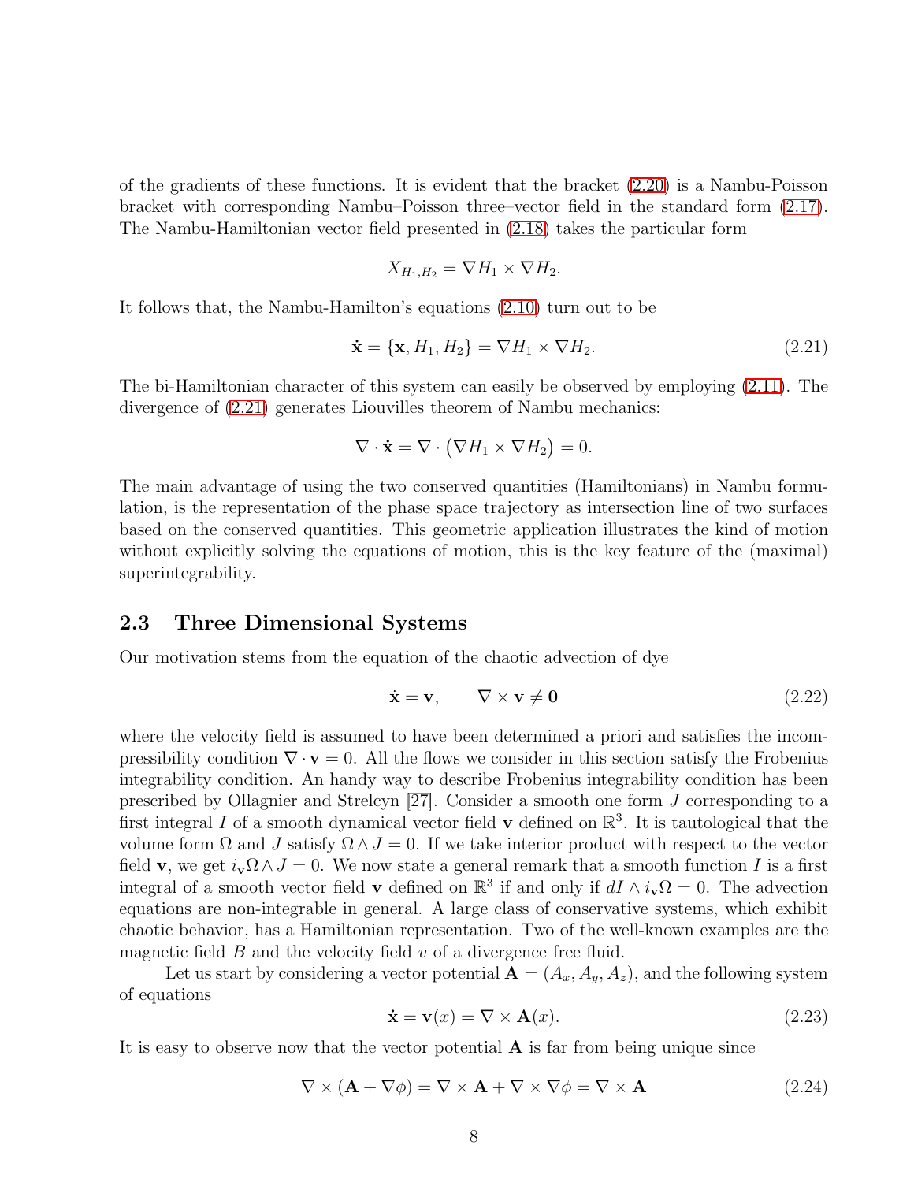of the gradients of these functions. It is evident that the bracket (2.20) is a Nambu-Poisson bracket with corresponding Nambu–Poisson three–vector field in the standard form (2.17). The Nambu-Hamiltonian vector field presented in (2.18) takes the particular form

$$X_{H_1,H_2} = \nabla H_1 \times \nabla H_2.$$

It follows that, the Nambu-Hamilton's equations (2.10) turn out to be

$$\dot{\mathbf{x}} = \{\mathbf{x}, H_1, H_2\} = \nabla H_1 \times \nabla H_2. \tag{2.21}$$

The bi-Hamiltonian character of this system can easily be observed by employing (2.11). The divergence of (2.21) generates Liouvilles theorem of Nambu mechanics:

$$\nabla \cdot \dot{\mathbf{x}} = \nabla \cdot \big(\nabla H_1 \times \nabla H_2\big) = 0.$$

The main advantage of using the two conserved quantities (Hamiltonians) in Nambu formulation, is the representation of the phase space trajectory as intersection line of two surfaces based on the conserved quantities. This geometric application illustrates the kind of motion without explicitly solving the equations of motion, this is the key feature of the (maximal) superintegrability.

## 2.3 Three Dimensional Systems

Our motivation stems from the equation of the chaotic advection of dye

$$\dot{\mathbf{x}} = \mathbf{v}, \qquad \nabla \times \mathbf{v} \neq \mathbf{0} \tag{2.22}$$

where the velocity field is assumed to have been determined a priori and satisfies the incompressibility condition $\nabla \cdot \mathbf{v} = 0$. All the flows we consider in this section satisfy the Frobenius integrability condition. An handy way to describe Frobenius integrability condition has been prescribed by Ollagnier and Strelcyn [27]. Consider a smooth one form $J$ corresponding to a first integral $I$ of a smooth dynamical vector field $\mathbf{v}$ defined on $\mathbb{R}^3$. It is tautological that the volume form $\Omega$ and $J$ satisfy $\Omega \wedge J = 0$. If we take interior product with respect to the vector field $\mathbf{v}$, we get $i_{\mathbf{v}}\Omega \wedge J = 0$. We now state a general remark that a smooth function $I$ is a first integral of a smooth vector field $\mathbf{v}$ defined on $\mathbb{R}^3$ if and only if $dI \wedge i_{\mathbf{v}}\Omega = 0$. The advection equations are non-integrable in general. A large class of conservative systems, which exhibit chaotic behavior, has a Hamiltonian representation. Two of the well-known examples are the magnetic field $B$ and the velocity field $v$ of a divergence free fluid.

Let us start by considering a vector potential $\mathbf{A} = (A_x, A_y, A_z)$, and the following system of equations

$$\dot{\mathbf{x}} = \mathbf{v}(x) = \nabla \times \mathbf{A}(x). \tag{2.23}$$

It is easy to observe now that the vector potential $\mathbf{A}$ is far from being unique since

$$\nabla \times (\mathbf{A} + \nabla\phi) = \nabla \times \mathbf{A} + \nabla \times \nabla\phi = \nabla \times \mathbf{A} \tag{2.24}$$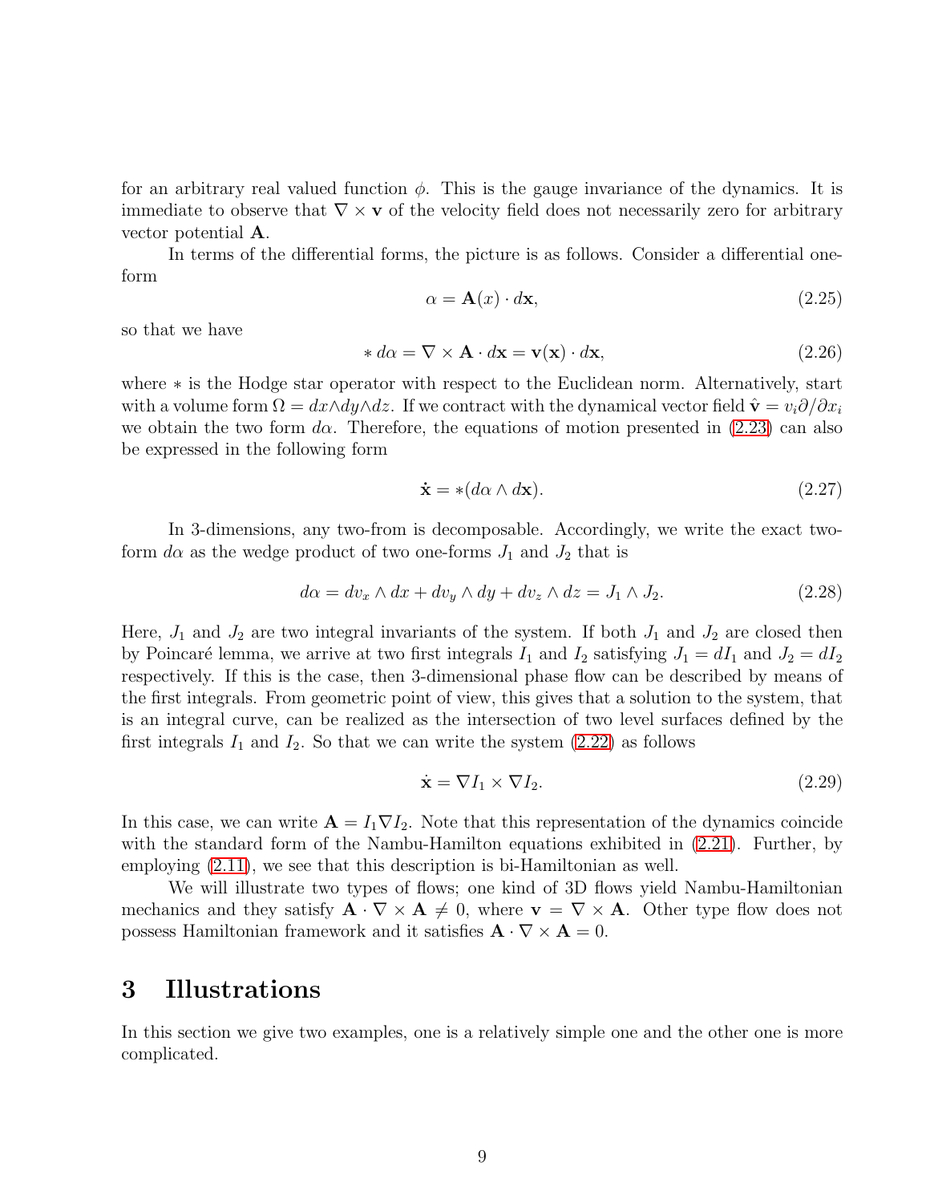for an arbitrary real valued function $\phi$. This is the gauge invariance of the dynamics. It is immediate to observe that $\nabla \times \mathbf{v}$ of the velocity field does not necessarily zero for arbitrary vector potential $\mathbf{A}$.

In terms of the differential forms, the picture is as follows. Consider a differential one-form

$$\alpha = \mathbf{A}(x) \cdot d\mathbf{x}, \tag{2.25}$$

so that we have

$$* \, d\alpha = \nabla \times \mathbf{A} \cdot d\mathbf{x} = \mathbf{v}(\mathbf{x}) \cdot d\mathbf{x}, \tag{2.26}$$

where $*$ is the Hodge star operator with respect to the Euclidean norm. Alternatively, start with a volume form $\Omega = dx \wedge dy \wedge dz$. If we contract with the dynamical vector field $\hat{\mathbf{v}} = v_i \partial / \partial x_i$ we obtain the two form $d\alpha$. Therefore, the equations of motion presented in (2.23) can also be expressed in the following form

$$\dot{\mathbf{x}} = *(d\alpha \wedge d\mathbf{x}). \tag{2.27}$$

In 3-dimensions, any two-from is decomposable. Accordingly, we write the exact two-form $d\alpha$ as the wedge product of two one-forms $J_1$ and $J_2$ that is

$$d\alpha = dv_x \wedge dx + dv_y \wedge dy + dv_z \wedge dz = J_1 \wedge J_2. \tag{2.28}$$

Here, $J_1$ and $J_2$ are two integral invariants of the system. If both $J_1$ and $J_2$ are closed then by Poincaré lemma, we arrive at two first integrals $I_1$ and $I_2$ satisfying $J_1 = dI_1$ and $J_2 = dI_2$ respectively. If this is the case, then 3-dimensional phase flow can be described by means of the first integrals. From geometric point of view, this gives that a solution to the system, that is an integral curve, can be realized as the intersection of two level surfaces defined by the first integrals $I_1$ and $I_2$. So that we can write the system (2.22) as follows

$$\dot{\mathbf{x}} = \nabla I_1 \times \nabla I_2. \tag{2.29}$$

In this case, we can write $\mathbf{A} = I_1 \nabla I_2$. Note that this representation of the dynamics coincide with the standard form of the Nambu-Hamilton equations exhibited in (2.21). Further, by employing (2.11), we see that this description is bi-Hamiltonian as well.

We will illustrate two types of flows; one kind of 3D flows yield Nambu-Hamiltonian mechanics and they satisfy $\mathbf{A} \cdot \nabla \times \mathbf{A} \neq 0$, where $\mathbf{v} = \nabla \times \mathbf{A}$. Other type flow does not possess Hamiltonian framework and it satisfies $\mathbf{A} \cdot \nabla \times \mathbf{A} = 0$.

# 3 Illustrations

In this section we give two examples, one is a relatively simple one and the other one is more complicated.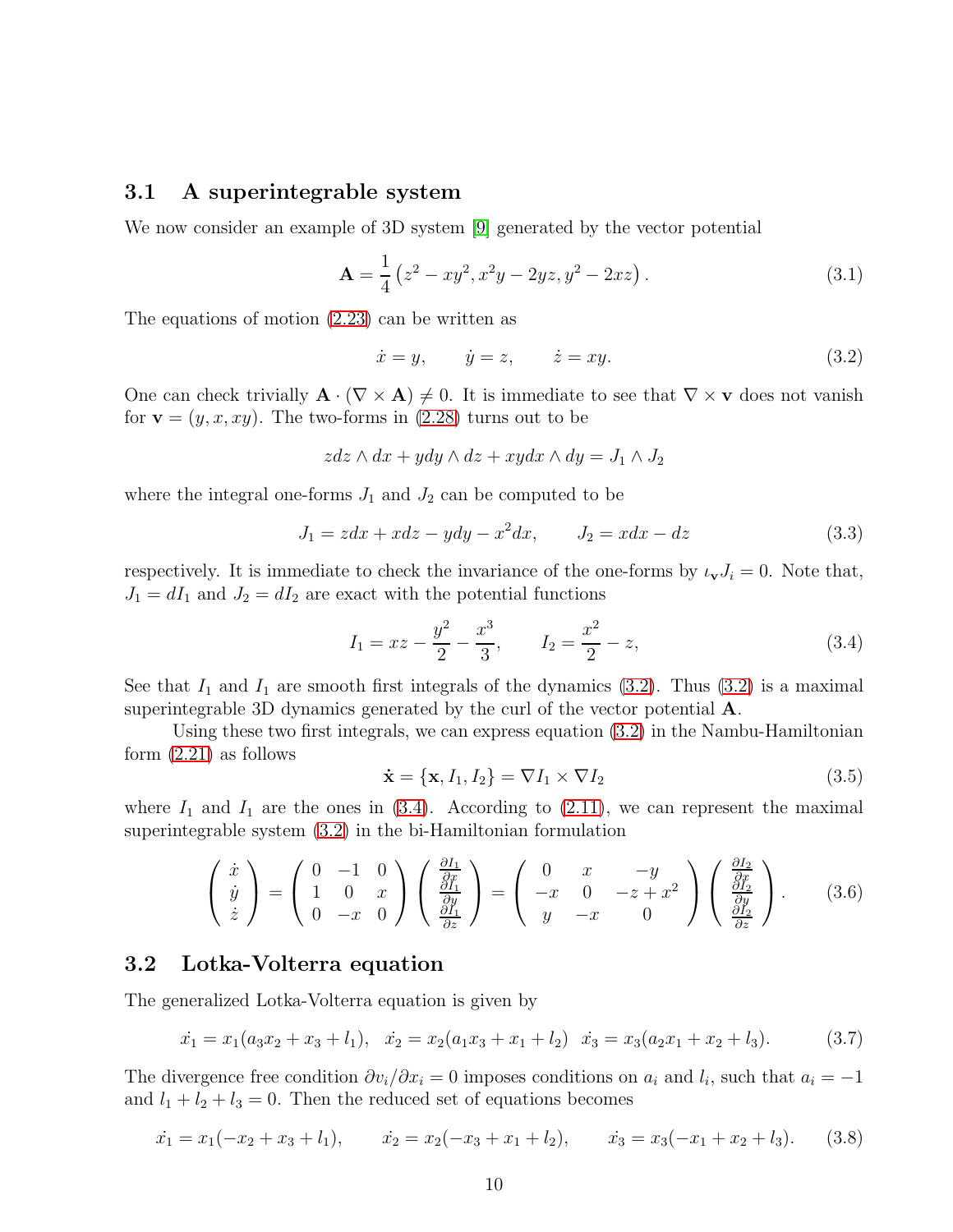### 3.1 A superintegrable system

We now consider an example of 3D system [9] generated by the vector potential

$$\mathbf{A} = \frac{1}{4}\left(z^2 - xy^2, x^2y - 2yz, y^2 - 2xz\right). \tag{3.1}$$

The equations of motion (2.23) can be written as

$$\dot{x} = y, \qquad \dot{y} = z, \qquad \dot{z} = xy. \tag{3.2}$$

One can check trivially $\mathbf{A} \cdot (\nabla \times \mathbf{A}) \neq 0$. It is immediate to see that $\nabla \times \mathbf{v}$ does not vanish for $\mathbf{v} = (y, x, xy)$. The two-forms in (2.28) turns out to be

$$zdz \wedge dx + ydy \wedge dz + xydx \wedge dy = J_1 \wedge J_2$$

where the integral one-forms $J_1$ and $J_2$ can be computed to be

$$J_1 = zdx + xdz - ydy - x^2dx, \qquad J_2 = xdx - dz \tag{3.3}$$

respectively. It is immediate to check the invariance of the one-forms by $\iota_{\mathbf{v}} J_i = 0$. Note that, $J_1 = dI_1$ and $J_2 = dI_2$ are exact with the potential functions

$$I_1 = xz - \frac{y^2}{2} - \frac{x^3}{3}, \qquad I_2 = \frac{x^2}{2} - z, \tag{3.4}$$

See that $I_1$ and $I_1$ are smooth first integrals of the dynamics (3.2). Thus (3.2) is a maximal superintegrable 3D dynamics generated by the curl of the vector potential $\mathbf{A}$.

Using these two first integrals, we can express equation (3.2) in the Nambu-Hamiltonian form (2.21) as follows

$$\dot{\mathbf{x}} = \{\mathbf{x}, I_1, I_2\} = \nabla I_1 \times \nabla I_2 \tag{3.5}$$

where $I_1$ and $I_1$ are the ones in (3.4). According to (2.11), we can represent the maximal superintegrable system (3.2) in the bi-Hamiltonian formulation

$$\begin{pmatrix} \dot{x} \\ \dot{y} \\ \dot{z} \end{pmatrix} = \begin{pmatrix} 0 & -1 & 0 \\ 1 & 0 & x \\ 0 & -x & 0 \end{pmatrix} \begin{pmatrix} \frac{\partial I_1}{\partial x} \\ \frac{\partial I_1}{\partial y} \\ \frac{\partial I_1}{\partial z} \end{pmatrix} = \begin{pmatrix} 0 & x & -y \\ -x & 0 & -z + x^2 \\ y & -x & 0 \end{pmatrix} \begin{pmatrix} \frac{\partial I_2}{\partial x} \\ \frac{\partial I_2}{\partial y} \\ \frac{\partial I_2}{\partial z} \end{pmatrix}. \tag{3.6}$$

### 3.2 Lotka-Volterra equation

The generalized Lotka-Volterra equation is given by

$$\dot{x_1} = x_1(a_3x_2 + x_3 + l_1), \quad \dot{x_2} = x_2(a_1x_3 + x_1 + l_2) \quad \dot{x_3} = x_3(a_2x_1 + x_2 + l_3). \tag{3.7}$$

The divergence free condition $\partial v_i / \partial x_i = 0$ imposes conditions on $a_i$ and $l_i$, such that $a_i = -1$ and $l_1 + l_2 + l_3 = 0$. Then the reduced set of equations becomes

$$\dot{x_1} = x_1(-x_2 + x_3 + l_1), \qquad \dot{x_2} = x_2(-x_3 + x_1 + l_2), \qquad \dot{x_3} = x_3(-x_1 + x_2 + l_3). \tag{3.8}$$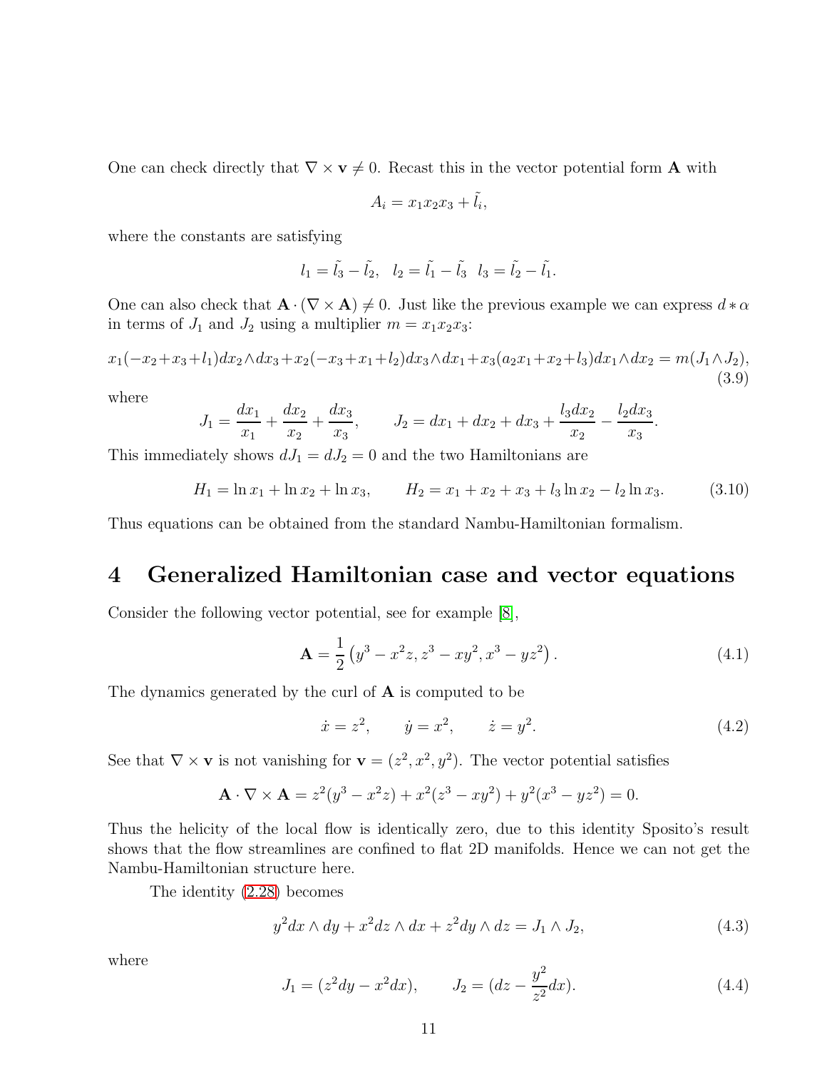One can check directly that $\nabla \times \mathbf{v} \neq 0$. Recast this in the vector potential form $\mathbf{A}$ with

$$A_i = x_1 x_2 x_3 + \tilde{l}_i,$$

where the constants are satisfying

$$l_1 = \tilde{l_3} - \tilde{l_2}, \quad l_2 = \tilde{l_1} - \tilde{l_3} \quad l_3 = \tilde{l_2} - \tilde{l_1}.$$

One can also check that $\mathbf{A} \cdot (\nabla \times \mathbf{A}) \neq 0$. Just like the previous example we can express $d * \alpha$ in terms of $J_1$ and $J_2$ using a multiplier $m = x_1 x_2 x_3$:

$$x_1(-x_2+x_3+l_1)dx_2 \wedge dx_3 + x_2(-x_3+x_1+l_2)dx_3 \wedge dx_1 + x_3(a_2 x_1 + x_2 + l_3)dx_1 \wedge dx_2 = m(J_1 \wedge J_2), \tag{3.9}$$

where

$$J_1 = \frac{dx_1}{x_1} + \frac{dx_2}{x_2} + \frac{dx_3}{x_3}, \qquad J_2 = dx_1 + dx_2 + dx_3 + \frac{l_3 dx_2}{x_2} - \frac{l_2 dx_3}{x_3}.$$

This immediately shows $dJ_1 = dJ_2 = 0$ and the two Hamiltonians are

$$H_1 = \ln x_1 + \ln x_2 + \ln x_3, \qquad H_2 = x_1 + x_2 + x_3 + l_3 \ln x_2 - l_2 \ln x_3. \tag{3.10}$$

Thus equations can be obtained from the standard Nambu-Hamiltonian formalism.

# 4 Generalized Hamiltonian case and vector equations

Consider the following vector potential, see for example [8],

$$\mathbf{A} = \frac{1}{2}\left(y^3 - x^2 z, z^3 - xy^2, x^3 - yz^2\right). \tag{4.1}$$

The dynamics generated by the curl of $\mathbf{A}$ is computed to be

$$\dot{x} = z^2, \qquad \dot{y} = x^2, \qquad \dot{z} = y^2. \tag{4.2}$$

See that $\nabla \times \mathbf{v}$ is not vanishing for $\mathbf{v} = (z^2, x^2, y^2)$. The vector potential satisfies

$$\mathbf{A} \cdot \nabla \times \mathbf{A} = z^2(y^3 - x^2 z) + x^2(z^3 - xy^2) + y^2(x^3 - yz^2) = 0.$$

Thus the helicity of the local flow is identically zero, due to this identity Sposito's result shows that the flow streamlines are confined to flat 2D manifolds. Hence we can not get the Nambu-Hamiltonian structure here.

The identity (2.28) becomes

$$y^2 dx \wedge dy + x^2 dz \wedge dx + z^2 dy \wedge dz = J_1 \wedge J_2, \tag{4.3}$$

where

$$J_1 = (z^2 dy - x^2 dx), \qquad J_2 = (dz - \frac{y^2}{z^2} dx). \tag{4.4}$$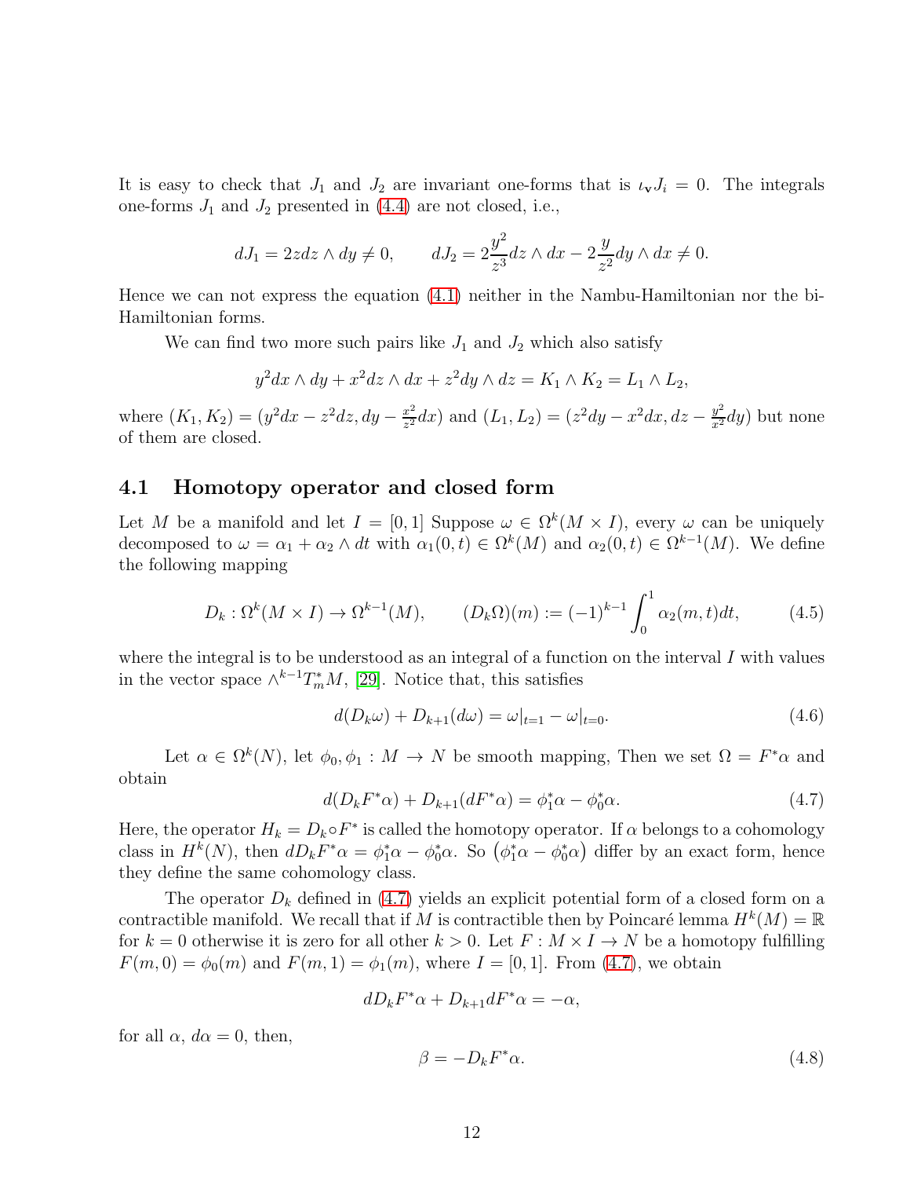It is easy to check that $J_1$ and $J_2$ are invariant one-forms that is $\iota_{\mathbf{v}} J_i = 0$. The integrals one-forms $J_1$ and $J_2$ presented in (4.4) are not closed, i.e.,

$$dJ_1 = 2z dz \wedge dy \neq 0, \qquad dJ_2 = 2\frac{y^2}{z^3} dz \wedge dx - 2\frac{y}{z^2} dy \wedge dx \neq 0.$$

Hence we can not express the equation (4.1) neither in the Nambu-Hamiltonian nor the bi-Hamiltonian forms.

We can find two more such pairs like $J_1$ and $J_2$ which also satisfy

$$y^2 dx \wedge dy + x^2 dz \wedge dx + z^2 dy \wedge dz = K_1 \wedge K_2 = L_1 \wedge L_2,$$

where $(K_1, K_2) = (y^2 dx - z^2 dz, dy - \frac{x^2}{z^2} dx)$ and $(L_1, L_2) = (z^2 dy - x^2 dx, dz - \frac{y^2}{x^2} dy)$ but none of them are closed.

## 4.1 Homotopy operator and closed form

Let $M$ be a manifold and let $I = [0, 1]$ Suppose $\omega \in \Omega^k(M \times I)$, every $\omega$ can be uniquely decomposed to $\omega = \alpha_1 + \alpha_2 \wedge dt$ with $\alpha_1(0, t) \in \Omega^k(M)$ and $\alpha_2(0, t) \in \Omega^{k-1}(M)$. We define the following mapping

$$D_k : \Omega^k(M \times I) \to \Omega^{k-1}(M), \qquad (D_k \Omega)(m) := (-1)^{k-1} \int_0^1 \alpha_2(m, t) dt, \tag{4.5}$$

where the integral is to be understood as an integral of a function on the interval $I$ with values in the vector space $\wedge^{k-1} T_m^* M$, [29]. Notice that, this satisfies

$$d(D_k \omega) + D_{k+1}(d\omega) = \omega|_{t=1} - \omega|_{t=0}. \tag{4.6}$$

Let $\alpha \in \Omega^k(N)$, let $\phi_0, \phi_1 : M \to N$ be smooth mapping, Then we set $\Omega = F^* \alpha$ and obtain

$$d(D_k F^* \alpha) + D_{k+1}(dF^* \alpha) = \phi_1^* \alpha - \phi_0^* \alpha. \tag{4.7}$$

Here, the operator $H_k = D_k \circ F^*$ is called the homotopy operator. If $\alpha$ belongs to a cohomology class in $H^k(N)$, then $dD_k F^* \alpha = \phi_1^* \alpha - \phi_0^* \alpha$. So $\left(\phi_1^* \alpha - \phi_0^* \alpha\right)$ differ by an exact form, hence they define the same cohomology class.

The operator $D_k$ defined in (4.7) yields an explicit potential form of a closed form on a contractible manifold. We recall that if $M$ is contractible then by Poincaré lemma $H^k(M) = \mathbb{R}$ for $k = 0$ otherwise it is zero for all other $k > 0$. Let $F : M \times I \to N$ be a homotopy fulfilling $F(m, 0) = \phi_0(m)$ and $F(m, 1) = \phi_1(m)$, where $I = [0, 1]$. From (4.7), we obtain

$$dD_k F^* \alpha + D_{k+1} dF^* \alpha = -\alpha,$$

for all $\alpha$, $d\alpha = 0$, then,

$$\beta = -D_k F^* \alpha. \tag{4.8}$$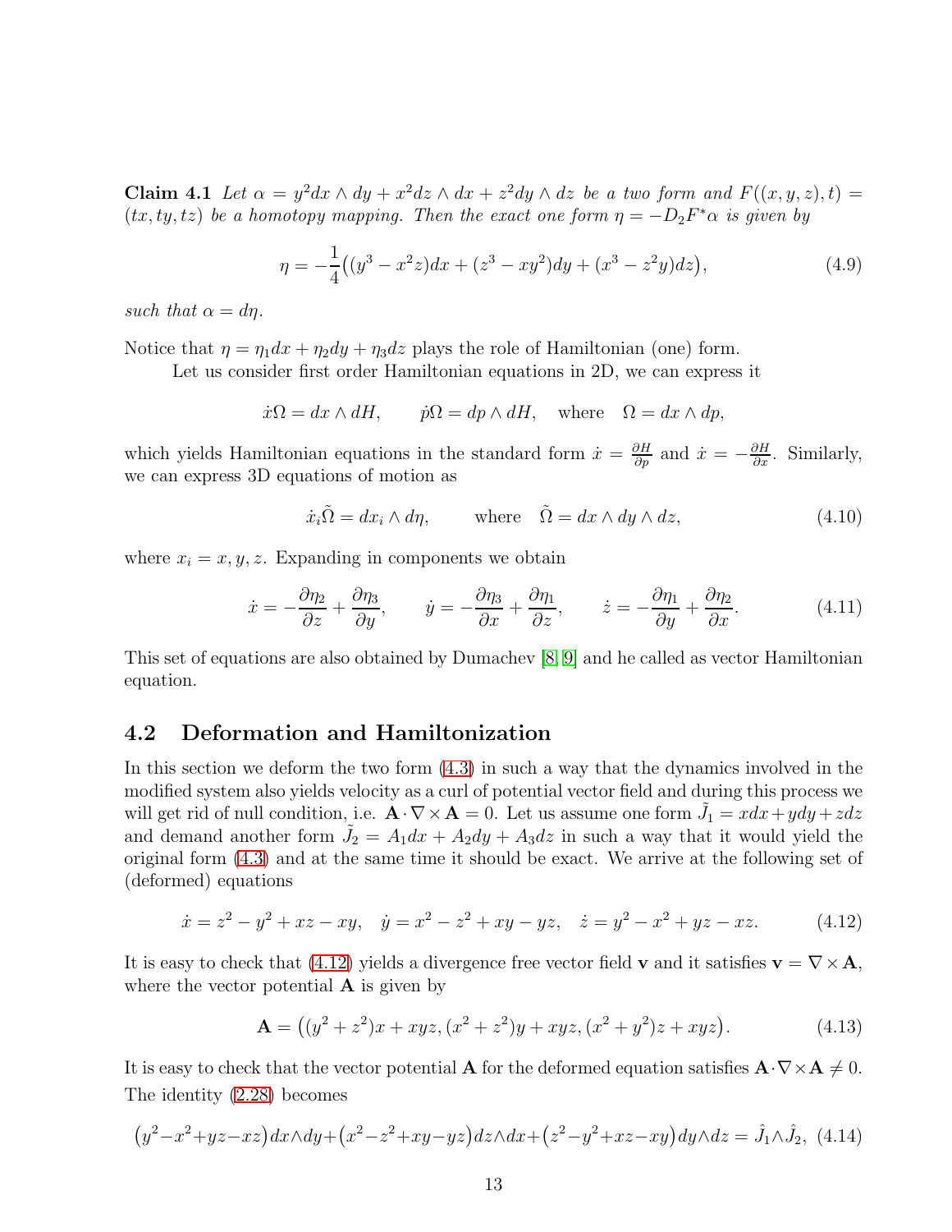**Claim 4.1** *Let $\alpha = y^2dx\wedge dy + x^2dz\wedge dx + z^2dy\wedge dz$ be a two form and $F((x,y,z),t) = (tx,ty,tz)$ be a homotopy mapping. Then the exact one form $\eta = -D_2F^*\alpha$ is given by*

$$\eta = -\frac{1}{4}\big((y^3 - x^2z)dx + (z^3 - xy^2)dy + (x^3 - z^2y)dz\big), \tag{4.9}$$

*such that $\alpha = d\eta$.*

Notice that $\eta = \eta_1 dx + \eta_2 dy + \eta_3 dz$ plays the role of Hamiltonian (one) form.

Let us consider first order Hamiltonian equations in 2D, we can express it

$$\dot{x}\Omega = dx\wedge dH, \qquad \dot{p}\Omega = dp\wedge dH, \quad \text{where} \quad \Omega = dx\wedge dp,$$

which yields Hamiltonian equations in the standard form $\dot{x} = \frac{\partial H}{\partial p}$ and $\dot{x} = -\frac{\partial H}{\partial x}$. Similarly, we can express 3D equations of motion as

$$\dot{x}_i\tilde{\Omega} = dx_i\wedge d\eta, \qquad \text{where} \quad \tilde{\Omega} = dx\wedge dy\wedge dz, \tag{4.10}$$

where $x_i = x, y, z$. Expanding in components we obtain

$$\dot{x} = -\frac{\partial\eta_2}{\partial z} + \frac{\partial\eta_3}{\partial y}, \qquad \dot{y} = -\frac{\partial\eta_3}{\partial x} + \frac{\partial\eta_1}{\partial z}, \qquad \dot{z} = -\frac{\partial\eta_1}{\partial y} + \frac{\partial\eta_2}{\partial x}. \tag{4.11}$$

This set of equations are also obtained by Dumachev [8, 9] and he called as vector Hamiltonian equation.

## 4.2 Deformation and Hamiltonization

In this section we deform the two form (4.3) in such a way that the dynamics involved in the modified system also yields velocity as a curl of potential vector field and during this process we will get rid of null condition, i.e. $\mathbf{A}\cdot\nabla\times\mathbf{A} = 0$. Let us assume one form $\tilde{J}_1 = xdx + ydy + zdz$ and demand another form $\tilde{J}_2 = A_1dx + A_2dy + A_3dz$ in such a way that it would yield the original form (4.3) and at the same time it should be exact. We arrive at the following set of (deformed) equations

$$\dot{x} = z^2 - y^2 + xz - xy, \quad \dot{y} = x^2 - z^2 + xy - yz, \quad \dot{z} = y^2 - x^2 + yz - xz. \tag{4.12}$$

It is easy to check that (4.12) yields a divergence free vector field $\mathbf{v}$ and it satisfies $\mathbf{v} = \nabla\times\mathbf{A}$, where the vector potential $\mathbf{A}$ is given by

$$\mathbf{A} = \big((y^2 + z^2)x + xyz, (x^2 + z^2)y + xyz, (x^2 + y^2)z + xyz\big). \tag{4.13}$$

It is easy to check that the vector potential $\mathbf{A}$ for the deformed equation satisfies $\mathbf{A}\cdot\nabla\times\mathbf{A} \neq 0$.

The identity (2.28) becomes

$$\big(y^2 - x^2 + yz - xz\big)dx\wedge dy + \big(x^2 - z^2 + xy - yz\big)dz\wedge dx + \big(z^2 - y^2 + xz - xy\big)dy\wedge dz = \hat{J}_1\wedge\hat{J}_2, \tag{4.14}$$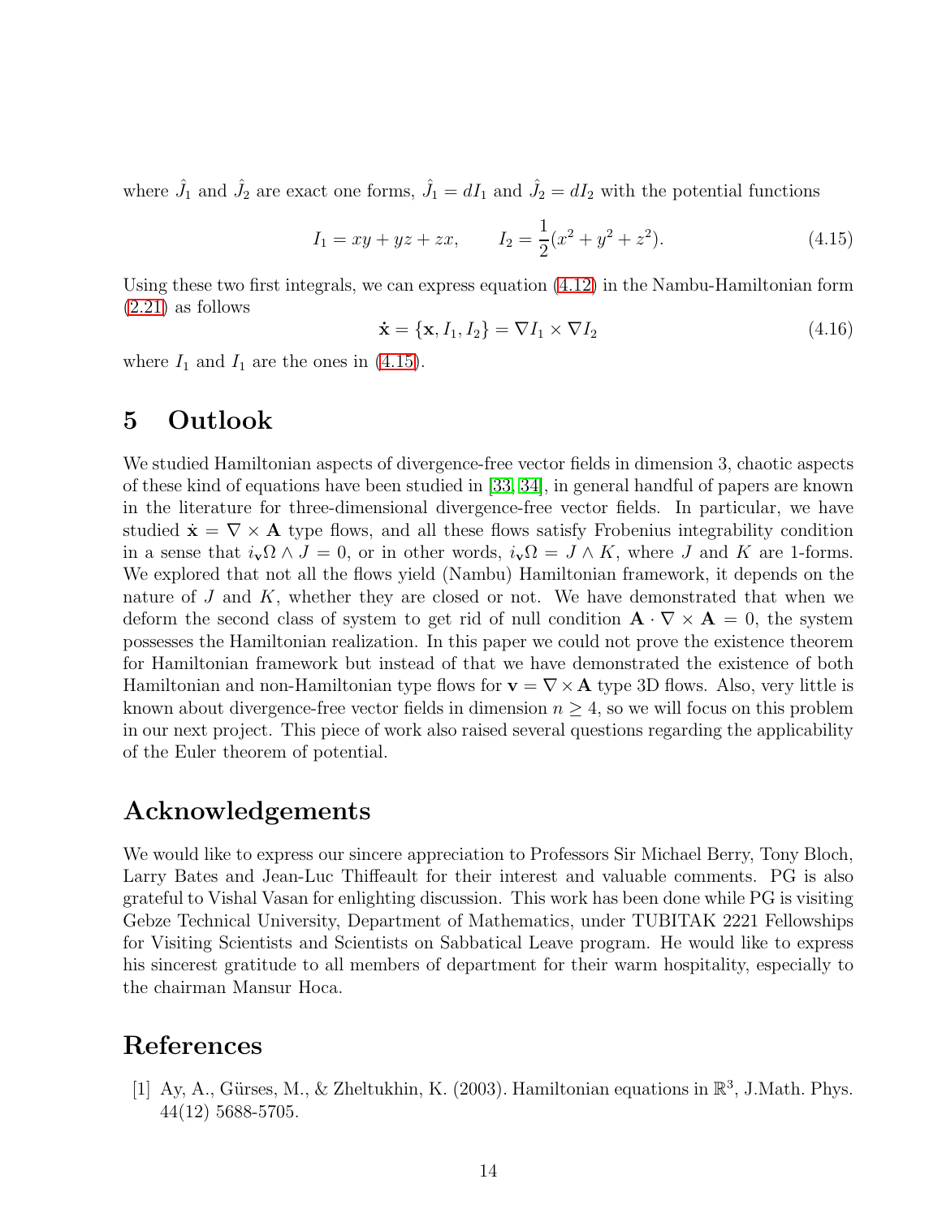where $\hat{J}_1$ and $\hat{J}_2$ are exact one forms, $\hat{J}_1 = dI_1$ and $\hat{J}_2 = dI_2$ with the potential functions

$$I_1 = xy + yz + zx, \qquad I_2 = \frac{1}{2}(x^2 + y^2 + z^2). \tag{4.15}$$

Using these two first integrals, we can express equation (4.12) in the Nambu-Hamiltonian form (2.21) as follows

$$\dot{\mathbf{x}} = \{\mathbf{x}, I_1, I_2\} = \nabla I_1 \times \nabla I_2 \tag{4.16}$$

where $I_1$ and $I_1$ are the ones in (4.15).

# 5 Outlook

We studied Hamiltonian aspects of divergence-free vector fields in dimension 3, chaotic aspects of these kind of equations have been studied in [33, 34], in general handful of papers are known in the literature for three-dimensional divergence-free vector fields. In particular, we have studied $\dot{\mathbf{x}} = \nabla \times \mathbf{A}$ type flows, and all these flows satisfy Frobenius integrability condition in a sense that $i_{\mathbf{v}}\Omega \wedge J = 0$, or in other words, $i_{\mathbf{v}}\Omega = J \wedge K$, where $J$ and $K$ are 1-forms. We explored that not all the flows yield (Nambu) Hamiltonian framework, it depends on the nature of $J$ and $K$, whether they are closed or not. We have demonstrated that when we deform the second class of system to get rid of null condition $\mathbf{A} \cdot \nabla \times \mathbf{A} = 0$, the system possesses the Hamiltonian realization. In this paper we could not prove the existence theorem for Hamiltonian framework but instead of that we have demonstrated the existence of both Hamiltonian and non-Hamiltonian type flows for $\mathbf{v} = \nabla \times \mathbf{A}$ type 3D flows. Also, very little is known about divergence-free vector fields in dimension $n \geq 4$, so we will focus on this problem in our next project. This piece of work also raised several questions regarding the applicability of the Euler theorem of potential.

# Acknowledgements

We would like to express our sincere appreciation to Professors Sir Michael Berry, Tony Bloch, Larry Bates and Jean-Luc Thiffeault for their interest and valuable comments. PG is also grateful to Vishal Vasan for enlighting discussion. This work has been done while PG is visiting Gebze Technical University, Department of Mathematics, under TUBITAK 2221 Fellowships for Visiting Scientists and Scientists on Sabbatical Leave program. He would like to express his sincerest gratitude to all members of department for their warm hospitality, especially to the chairman Mansur Hoca.

# References

[1] Ay, A., Gürses, M., & Zheltukhin, K. (2003). Hamiltonian equations in $\mathbb{R}^3$, J.Math. Phys. 44(12) 5688-5705.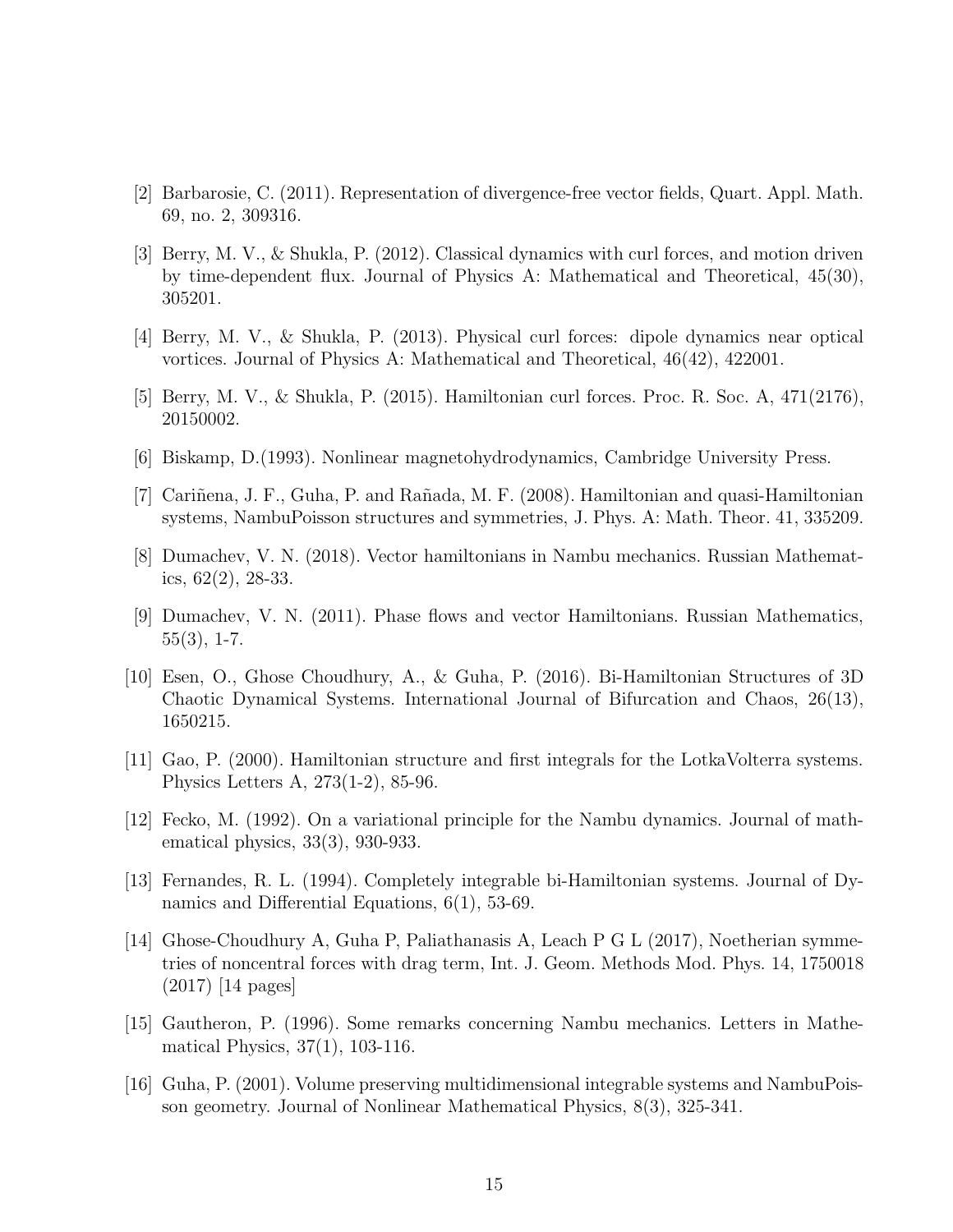[2] Barbarosie, C. (2011). Representation of divergence-free vector fields, Quart. Appl. Math. 69, no. 2, 309316.

[3] Berry, M. V., & Shukla, P. (2012). Classical dynamics with curl forces, and motion driven by time-dependent flux. Journal of Physics A: Mathematical and Theoretical, 45(30), 305201.

[4] Berry, M. V., & Shukla, P. (2013). Physical curl forces: dipole dynamics near optical vortices. Journal of Physics A: Mathematical and Theoretical, 46(42), 422001.

[5] Berry, M. V., & Shukla, P. (2015). Hamiltonian curl forces. Proc. R. Soc. A, 471(2176), 20150002.

[6] Biskamp, D.(1993). Nonlinear magnetohydrodynamics, Cambridge University Press.

[7] Cariñena, J. F., Guha, P. and Rañada, M. F. (2008). Hamiltonian and quasi-Hamiltonian systems, NambuPoisson structures and symmetries, J. Phys. A: Math. Theor. 41, 335209.

[8] Dumachev, V. N. (2018). Vector hamiltonians in Nambu mechanics. Russian Mathematics, 62(2), 28-33.

[9] Dumachev, V. N. (2011). Phase flows and vector Hamiltonians. Russian Mathematics, 55(3), 1-7.

[10] Esen, O., Ghose Choudhury, A., & Guha, P. (2016). Bi-Hamiltonian Structures of 3D Chaotic Dynamical Systems. International Journal of Bifurcation and Chaos, 26(13), 1650215.

[11] Gao, P. (2000). Hamiltonian structure and first integrals for the LotkaVolterra systems. Physics Letters A, 273(1-2), 85-96.

[12] Fecko, M. (1992). On a variational principle for the Nambu dynamics. Journal of mathematical physics, 33(3), 930-933.

[13] Fernandes, R. L. (1994). Completely integrable bi-Hamiltonian systems. Journal of Dynamics and Differential Equations, 6(1), 53-69.

[14] Ghose-Choudhury A, Guha P, Paliathanasis A, Leach P G L (2017), Noetherian symmetries of noncentral forces with drag term, Int. J. Geom. Methods Mod. Phys. 14, 1750018 (2017) [14 pages]

[15] Gautheron, P. (1996). Some remarks concerning Nambu mechanics. Letters in Mathematical Physics, 37(1), 103-116.

[16] Guha, P. (2001). Volume preserving multidimensional integrable systems and NambuPoisson geometry. Journal of Nonlinear Mathematical Physics, 8(3), 325-341.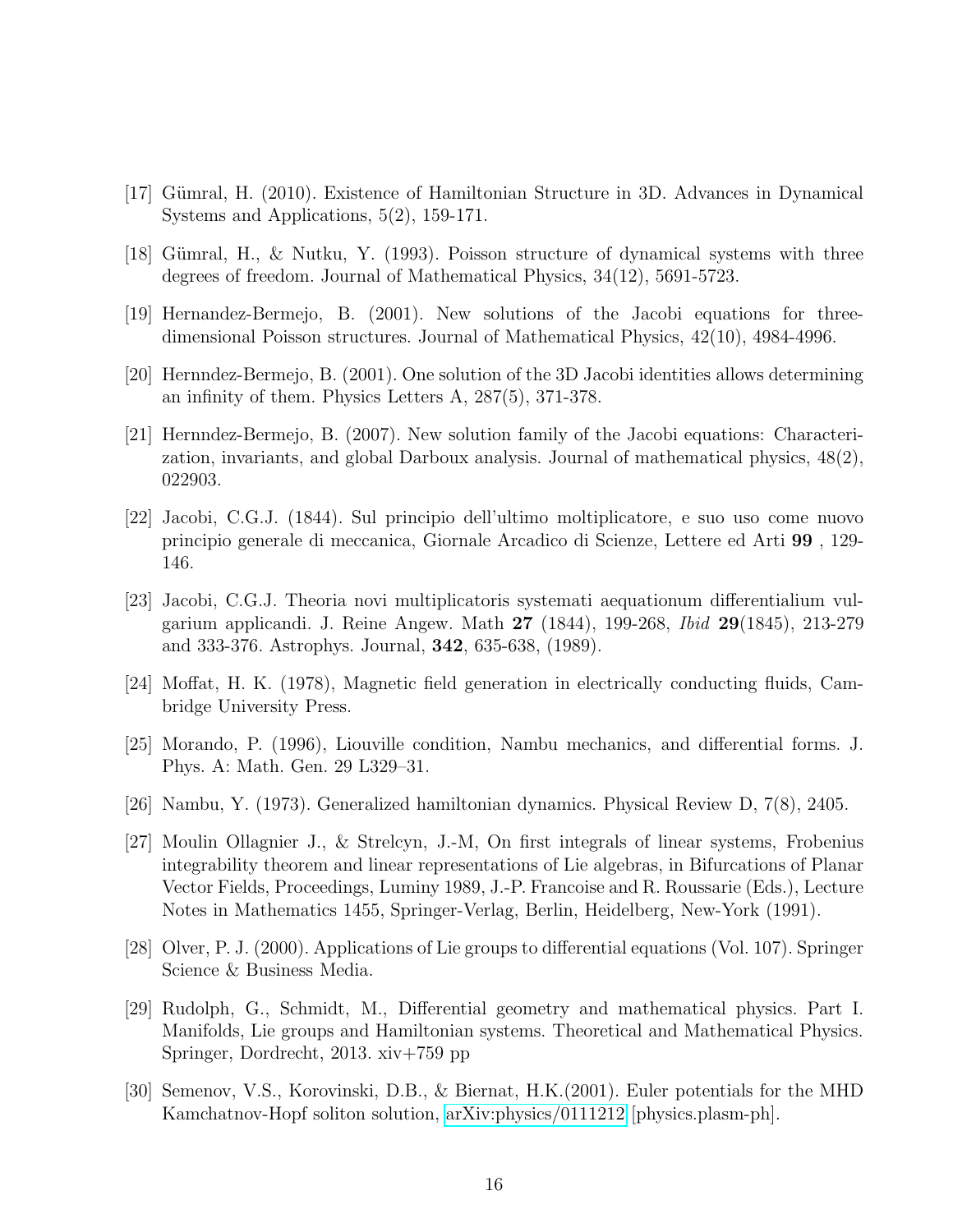[17] Gümral, H. (2010). Existence of Hamiltonian Structure in 3D. Advances in Dynamical Systems and Applications, 5(2), 159-171.

[18] Gümral, H., & Nutku, Y. (1993). Poisson structure of dynamical systems with three degrees of freedom. Journal of Mathematical Physics, 34(12), 5691-5723.

[19] Hernandez-Bermejo, B. (2001). New solutions of the Jacobi equations for three-dimensional Poisson structures. Journal of Mathematical Physics, 42(10), 4984-4996.

[20] Hernndez-Bermejo, B. (2001). One solution of the 3D Jacobi identities allows determining an infinity of them. Physics Letters A, 287(5), 371-378.

[21] Hernndez-Bermejo, B. (2007). New solution family of the Jacobi equations: Characterization, invariants, and global Darboux analysis. Journal of mathematical physics, 48(2), 022903.

[22] Jacobi, C.G.J. (1844). Sul principio dell'ultimo moltiplicatore, e suo uso come nuovo principio generale di meccanica, Giornale Arcadico di Scienze, Lettere ed Arti **99** , 129-146.

[23] Jacobi, C.G.J. Theoria novi multiplicatoris systemati aequationum differentialium vulgarium applicandi. J. Reine Angew. Math **27** (1844), 199-268, *Ibid* **29**(1845), 213-279 and 333-376. Astrophys. Journal, **342**, 635-638, (1989).

[24] Moffat, H. K. (1978), Magnetic field generation in electrically conducting fluids, Cambridge University Press.

[25] Morando, P. (1996), Liouville condition, Nambu mechanics, and differential forms. J. Phys. A: Math. Gen. 29 L329–31.

[26] Nambu, Y. (1973). Generalized hamiltonian dynamics. Physical Review D, 7(8), 2405.

[27] Moulin Ollagnier J., & Strelcyn, J.-M, On first integrals of linear systems, Frobenius integrability theorem and linear representations of Lie algebras, in Bifurcations of Planar Vector Fields, Proceedings, Luminy 1989, J.-P. Francoise and R. Roussarie (Eds.), Lecture Notes in Mathematics 1455, Springer-Verlag, Berlin, Heidelberg, New-York (1991).

[28] Olver, P. J. (2000). Applications of Lie groups to differential equations (Vol. 107). Springer Science & Business Media.

[29] Rudolph, G., Schmidt, M., Differential geometry and mathematical physics. Part I. Manifolds, Lie groups and Hamiltonian systems. Theoretical and Mathematical Physics. Springer, Dordrecht, 2013. xiv+759 pp

[30] Semenov, V.S., Korovinski, D.B., & Biernat, H.K.(2001). Euler potentials for the MHD Kamchatnov-Hopf soliton solution, arXiv:physics/0111212 [physics.plasm-ph].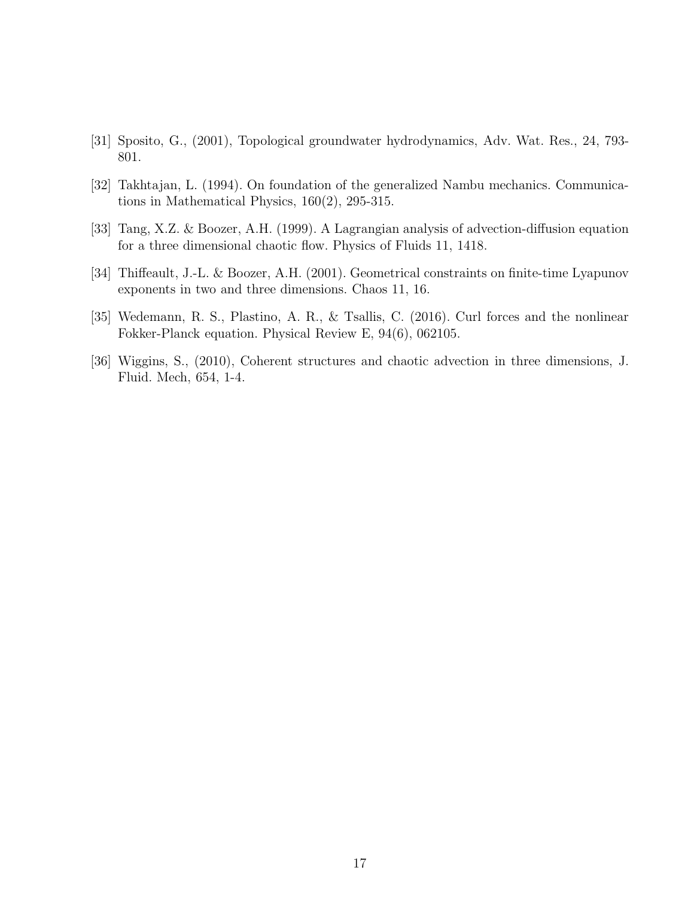[31] Sposito, G., (2001), Topological groundwater hydrodynamics, Adv. Wat. Res., 24, 793-801.

[32] Takhtajan, L. (1994). On foundation of the generalized Nambu mechanics. Communications in Mathematical Physics, 160(2), 295-315.

[33] Tang, X.Z. & Boozer, A.H. (1999). A Lagrangian analysis of advection-diffusion equation for a three dimensional chaotic flow. Physics of Fluids 11, 1418.

[34] Thiffeault, J.-L. & Boozer, A.H. (2001). Geometrical constraints on finite-time Lyapunov exponents in two and three dimensions. Chaos 11, 16.

[35] Wedemann, R. S., Plastino, A. R., & Tsallis, C. (2016). Curl forces and the nonlinear Fokker-Planck equation. Physical Review E, 94(6), 062105.

[36] Wiggins, S., (2010), Coherent structures and chaotic advection in three dimensions, J. Fluid. Mech, 654, 1-4.